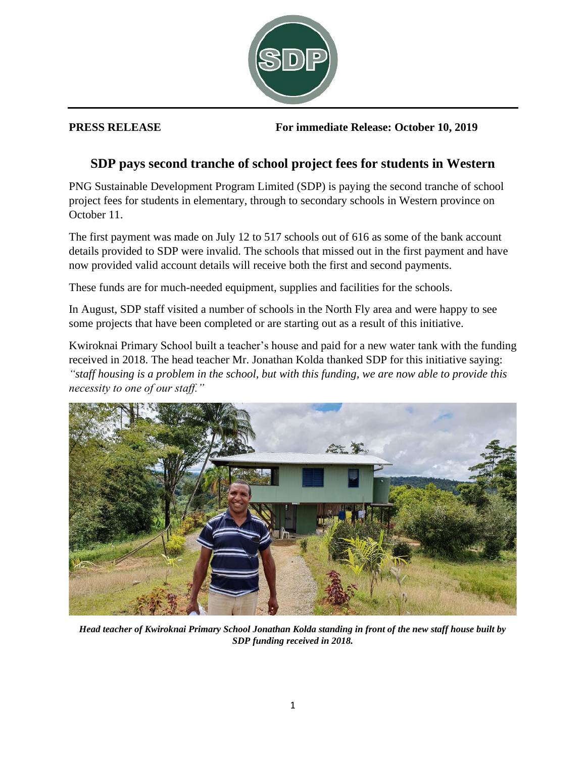**PRESS RELEASE** **For immediate Release: October 10, 2019**

# SDP pays second tranche of school project fees for students in Western

PNG Sustainable Development Program Limited (SDP) is paying the second tranche of school project fees for students in elementary, through to secondary schools in Western province on October 11.

The first payment was made on July 12 to 517 schools out of 616 as some of the bank account details provided to SDP were invalid. The schools that missed out in the first payment and have now provided valid account details will receive both the first and second payments.

These funds are for much-needed equipment, supplies and facilities for the schools.

In August, SDP staff visited a number of schools in the North Fly area and were happy to see some projects that have been completed or are starting out as a result of this initiative.

Kwiroknai Primary School built a teacher's house and paid for a new water tank with the funding received in 2018. The head teacher Mr. Jonathan Kolda thanked SDP for this initiative saying: *"staff housing is a problem in the school, but with this funding, we are now able to provide this necessity to one of our staff."*

***Head teacher of Kwiroknai Primary School Jonathan Kolda standing in front of the new staff house built by SDP funding received in 2018.***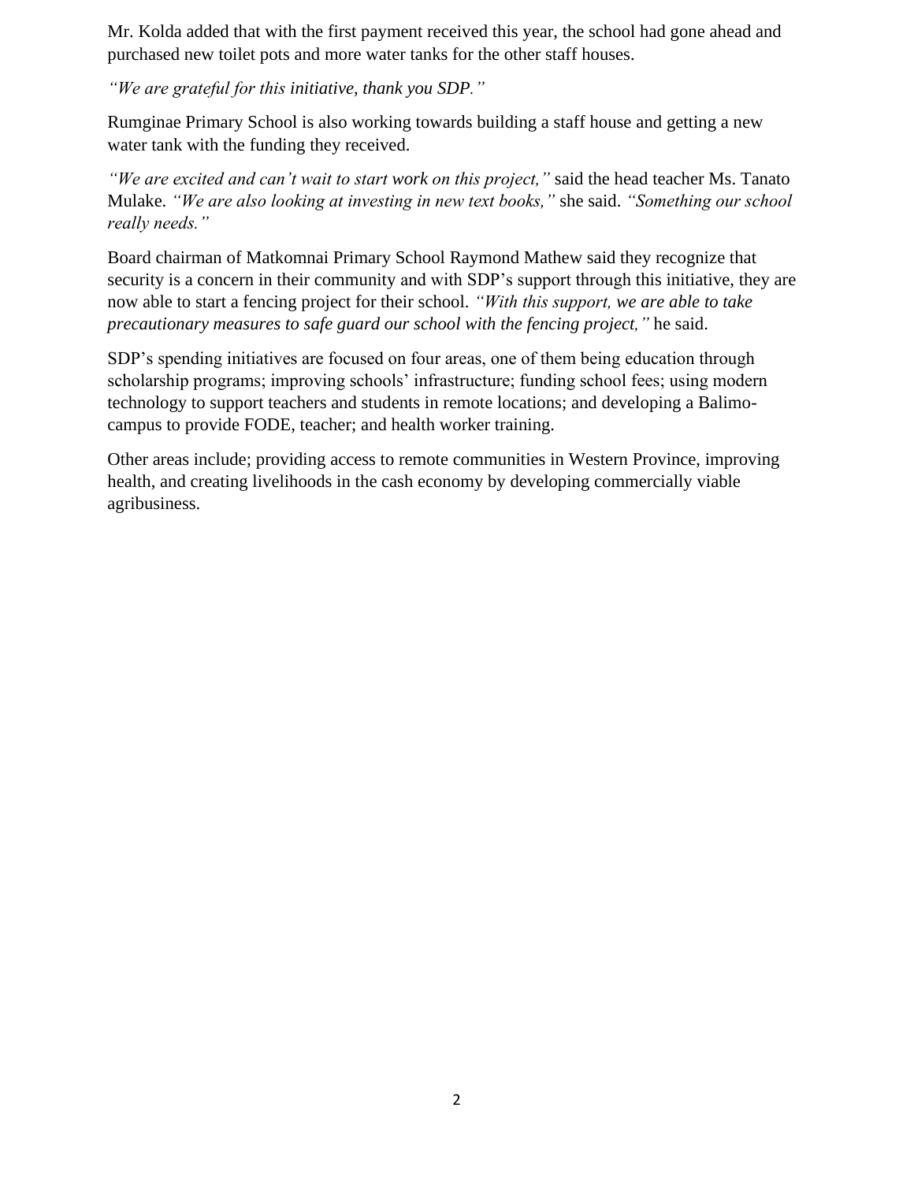Mr. Kolda added that with the first payment received this year, the school had gone ahead and purchased new toilet pots and more water tanks for the other staff houses.

*"We are grateful for this initiative, thank you SDP."*

Rumginae Primary School is also working towards building a staff house and getting a new water tank with the funding they received.

*"We are excited and can't wait to start work on this project,"* said the head teacher Ms. Tanato Mulake. *"We are also looking at investing in new text books,"* she said. *"Something our school really needs."*

Board chairman of Matkomnai Primary School Raymond Mathew said they recognize that security is a concern in their community and with SDP's support through this initiative, they are now able to start a fencing project for their school. *"With this support, we are able to take precautionary measures to safe guard our school with the fencing project,"* he said.

SDP's spending initiatives are focused on four areas, one of them being education through scholarship programs; improving schools' infrastructure; funding school fees; using modern technology to support teachers and students in remote locations; and developing a Balimo-campus to provide FODE, teacher; and health worker training.

Other areas include; providing access to remote communities in Western Province, improving health, and creating livelihoods in the cash economy by developing commercially viable agribusiness.